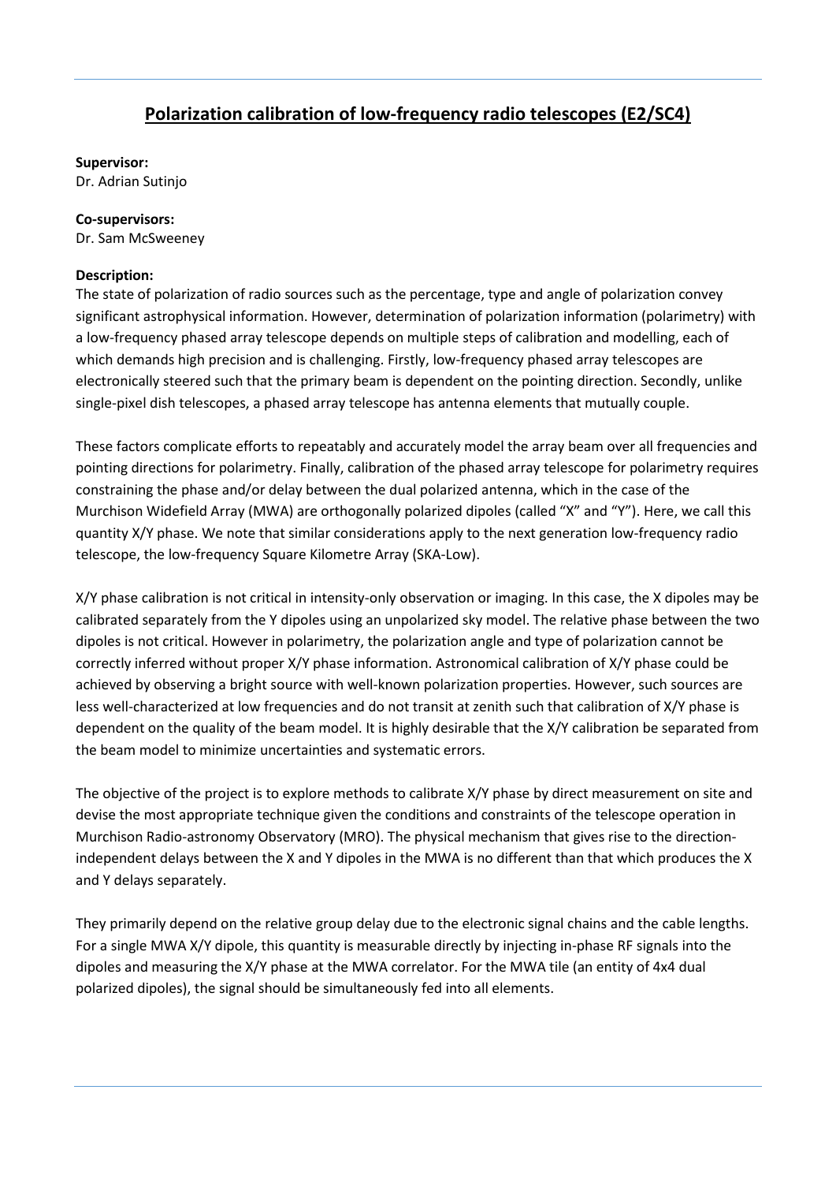# Polarization calibration of low-frequency radio telescopes (E2/SC4)

**Supervisor:**
Dr. Adrian Sutinjo

**Co-supervisors:**
Dr. Sam McSweeney

**Description:**
The state of polarization of radio sources such as the percentage, type and angle of polarization convey significant astrophysical information. However, determination of polarization information (polarimetry) with a low-frequency phased array telescope depends on multiple steps of calibration and modelling, each of which demands high precision and is challenging. Firstly, low-frequency phased array telescopes are electronically steered such that the primary beam is dependent on the pointing direction. Secondly, unlike single-pixel dish telescopes, a phased array telescope has antenna elements that mutually couple.

These factors complicate efforts to repeatably and accurately model the array beam over all frequencies and pointing directions for polarimetry. Finally, calibration of the phased array telescope for polarimetry requires constraining the phase and/or delay between the dual polarized antenna, which in the case of the Murchison Widefield Array (MWA) are orthogonally polarized dipoles (called "X" and "Y"). Here, we call this quantity X/Y phase. We note that similar considerations apply to the next generation low-frequency radio telescope, the low-frequency Square Kilometre Array (SKA-Low).

X/Y phase calibration is not critical in intensity-only observation or imaging. In this case, the X dipoles may be calibrated separately from the Y dipoles using an unpolarized sky model. The relative phase between the two dipoles is not critical. However in polarimetry, the polarization angle and type of polarization cannot be correctly inferred without proper X/Y phase information. Astronomical calibration of X/Y phase could be achieved by observing a bright source with well-known polarization properties. However, such sources are less well-characterized at low frequencies and do not transit at zenith such that calibration of X/Y phase is dependent on the quality of the beam model. It is highly desirable that the X/Y calibration be separated from the beam model to minimize uncertainties and systematic errors.

The objective of the project is to explore methods to calibrate X/Y phase by direct measurement on site and devise the most appropriate technique given the conditions and constraints of the telescope operation in Murchison Radio-astronomy Observatory (MRO). The physical mechanism that gives rise to the direction-independent delays between the X and Y dipoles in the MWA is no different than that which produces the X and Y delays separately.

They primarily depend on the relative group delay due to the electronic signal chains and the cable lengths. For a single MWA X/Y dipole, this quantity is measurable directly by injecting in-phase RF signals into the dipoles and measuring the X/Y phase at the MWA correlator. For the MWA tile (an entity of 4x4 dual polarized dipoles), the signal should be simultaneously fed into all elements.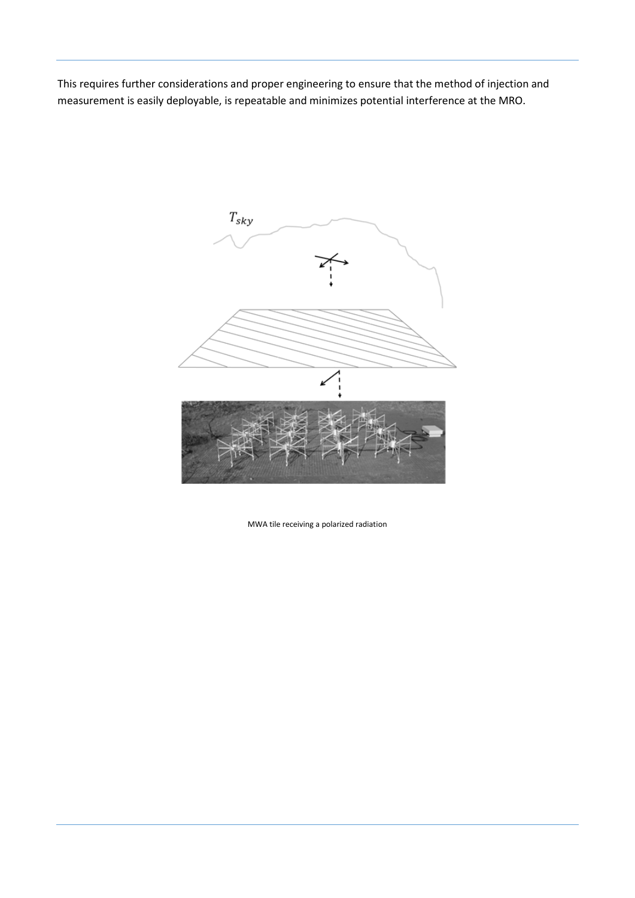This requires further considerations and proper engineering to ensure that the method of injection and measurement is easily deployable, is repeatable and minimizes potential interference at the MRO.

$T_{sky}$

MWA tile receiving a polarized radiation